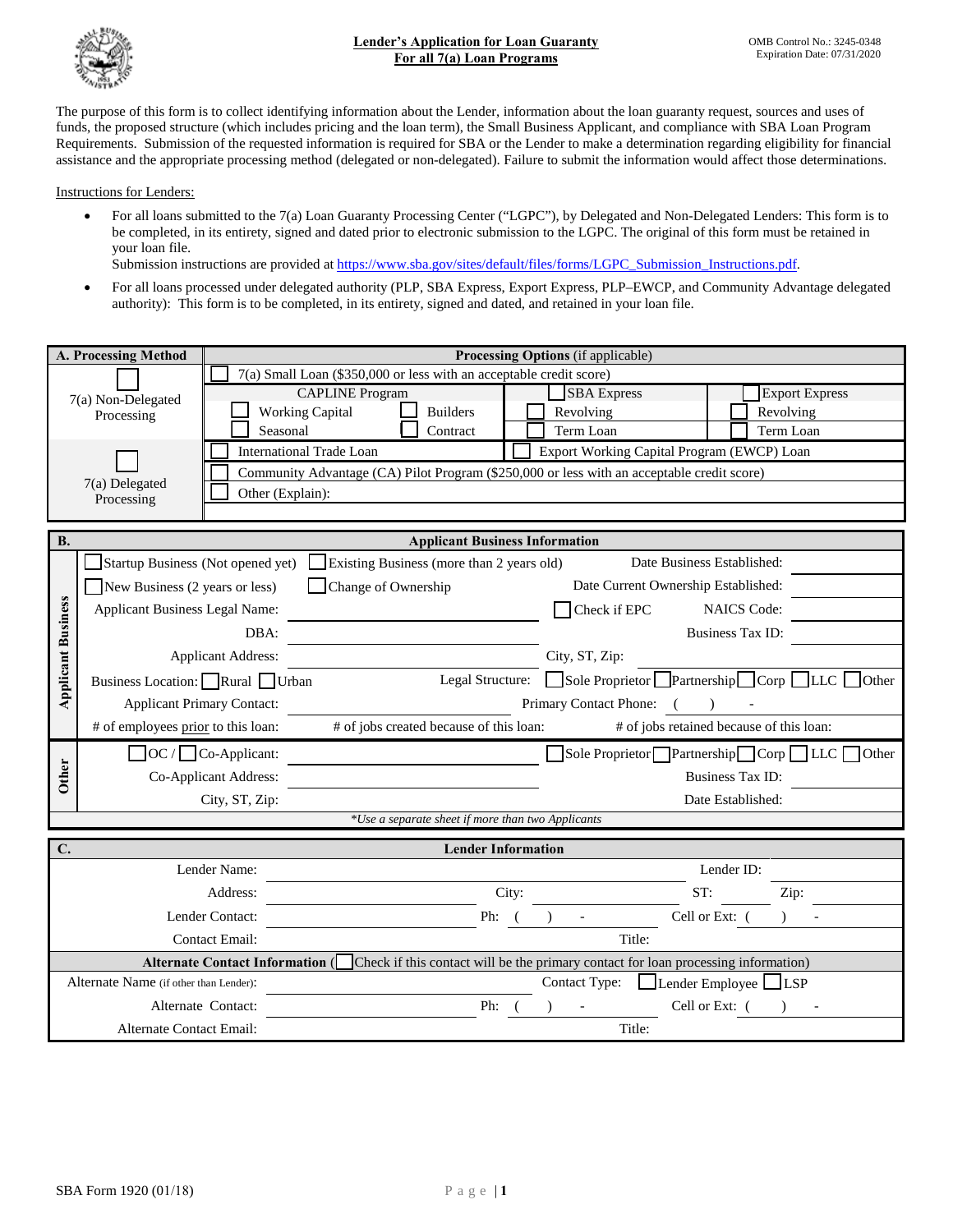# Lender's Application for Loan Guaranty
## For all 7(a) Loan Programs

OMB Control No.: 3245-0348
Expiration Date: 07/31/2020

The purpose of this form is to collect identifying information about the Lender, information about the loan guaranty request, sources and uses of funds, the proposed structure (which includes pricing and the loan term), the Small Business Applicant, and compliance with SBA Loan Program Requirements. Submission of the requested information is required for SBA or the Lender to make a determination regarding eligibility for financial assistance and the appropriate processing method (delegated or non-delegated). Failure to submit the information would affect those determinations.

Instructions for Lenders:

- For all loans submitted to the 7(a) Loan Guaranty Processing Center ("LGPC"), by Delegated and Non-Delegated Lenders: This form is to be completed, in its entirety, signed and dated prior to electronic submission to the LGPC. The original of this form must be retained in your loan file.
  Submission instructions are provided at https://www.sba.gov/sites/default/files/forms/LGPC_Submission_Instructions.pdf.
- For all loans processed under delegated authority (PLP, SBA Express, Export Express, PLP–EWCP, and Community Advantage delegated authority): This form is to be completed, in its entirety, signed and dated, and retained in your loan file.

| A. Processing Method | Processing Options (if applicable) | | | |
|---|---|---|---|---|
| ☐ 7(a) Non-Delegated Processing | ☐ 7(a) Small Loan ($350,000 or less with an acceptable credit score) | | | |
| | CAPLINE Program | | ☐ SBA Express | ☐ Export Express |
| | ☐ Working Capital | ☐ Builders | ☐ Revolving | ☐ Revolving |
| | ☐ Seasonal | ☐ Contract | ☐ Term Loan | ☐ Term Loan |
| ☐ 7(a) Delegated Processing | ☐ International Trade Loan | | ☐ Export Working Capital Program (EWCP) Loan | |
| | ☐ Community Advantage (CA) Pilot Program ($250,000 or less with an acceptable credit score) | | | |
| | ☐ Other (Explain): | | | |

**B. Applicant Business Information**

**Applicant Business**

☐ Startup Business (Not opened yet) ☐ Existing Business (more than 2 years old) Date Business Established: ______

☐ New Business (2 years or less) ☐ Change of Ownership Date Current Ownership Established: ______

Applicant Business Legal Name: ______ ☐ Check if EPC NAICS Code: ______

DBA: ______ Business Tax ID: ______

Applicant Address: ______ City, ST, Zip: ______

Business Location: ☐ Rural ☐ Urban Legal Structure: ☐ Sole Proprietor ☐ Partnership ☐ Corp ☐ LLC ☐ Other

Applicant Primary Contact: ______ Primary Contact Phone: ( ) -

# of employees prior to this loan: ______ # of jobs created because of this loan: ______ # of jobs retained because of this loan: ______

**Other**

☐ OC / ☐ Co-Applicant: ______ ☐ Sole Proprietor ☐ Partnership ☐ Corp ☐ LLC ☐ Other

Co-Applicant Address: ______ Business Tax ID: ______

City, ST, Zip: ______ Date Established: ______

*Use a separate sheet if more than two Applicants*

**C. Lender Information**

Lender Name: ______ Lender ID: ______

Address: ______ City: ______ ST: ______ Zip: ______

Lender Contact: ______ Ph: ( ) - Cell or Ext: ( ) -

Contact Email: ______ Title: ______

**Alternate Contact Information** (☐ Check if this contact will be the primary contact for loan processing information)

Alternate Name (if other than Lender): ______ Contact Type: ☐ Lender Employee ☐ LSP

Alternate Contact: ______ Ph: ( ) - Cell or Ext: ( ) -

Alternate Contact Email: ______ Title: ______

SBA Form 1920 (01/18)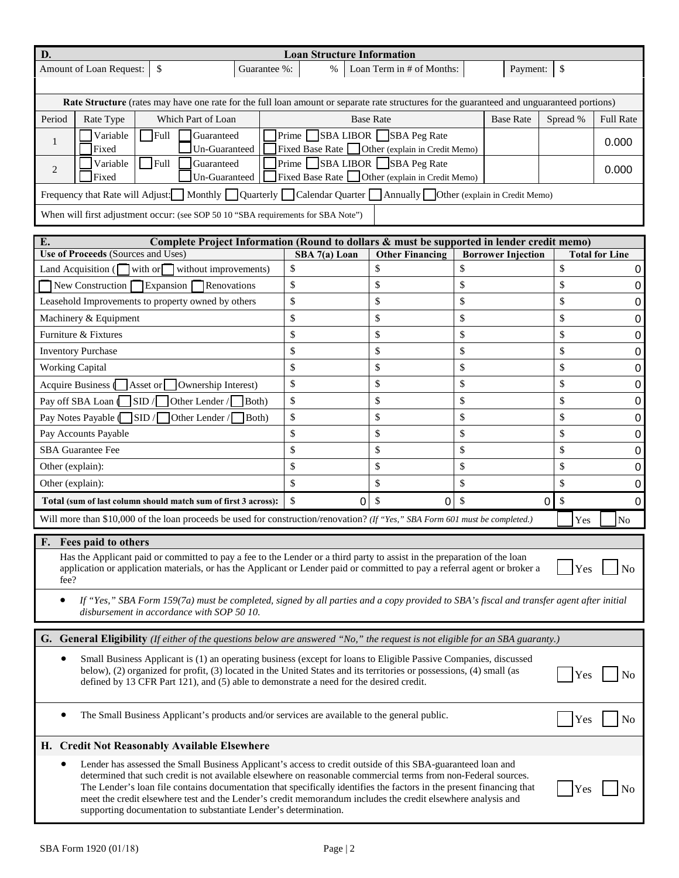## D. Loan Structure Information

| Amount of Loan Request: | $ | Guarantee %: | % | Loan Term in # of Months: | | Payment: | $ |
|---|---|---|---|---|---|---|---|

**Rate Structure** (rates may have one rate for the full loan amount or separate rate structures for the guaranteed and unguaranteed portions)

| Period | Rate Type | Which Part of Loan | Base Rate | Base Rate | Spread % | Full Rate |
|---|---|---|---|---|---|---|
| 1 | ☐ Variable ☐ Fixed | ☐ Full ☐ Guaranteed ☐ Un-Guaranteed | ☐ Prime ☐ SBA LIBOR ☐ SBA Peg Rate ☐ Fixed Base Rate ☐ Other (explain in Credit Memo) | | | 0.000 |
| 2 | ☐ Variable ☐ Fixed | ☐ Full ☐ Guaranteed ☐ Un-Guaranteed | ☐ Prime ☐ SBA LIBOR ☐ SBA Peg Rate ☐ Fixed Base Rate ☐ Other (explain in Credit Memo) | | | 0.000 |

Frequency that Rate will Adjust: ☐ Monthly ☐ Quarterly ☐ Calendar Quarter ☐ Annually ☐ Other (explain in Credit Memo)

When will first adjustment occur: (see SOP 50 10 "SBA requirements for SBA Note")

## E. Complete Project Information (Round to dollars & must be supported in lender credit memo)

| Use of Proceeds (Sources and Uses) | SBA 7(a) Loan | Other Financing | Borrower Injection | Total for Line |
|---|---|---|---|---|
| Land Acquisition (☐ with or ☐ without improvements) | $ | $ | $ | $ 0 |
| ☐ New Construction ☐ Expansion ☐ Renovations | $ | $ | $ | $ 0 |
| Leasehold Improvements to property owned by others | $ | $ | $ | $ 0 |
| Machinery & Equipment | $ | $ | $ | $ 0 |
| Furniture & Fixtures | $ | $ | $ | $ 0 |
| Inventory Purchase | $ | $ | $ | $ 0 |
| Working Capital | $ | $ | $ | $ 0 |
| Acquire Business (☐ Asset or ☐ Ownership Interest) | $ | $ | $ | $ 0 |
| Pay off SBA Loan (☐ SID / ☐ Other Lender / ☐ Both) | $ | $ | $ | $ 0 |
| Pay Notes Payable (☐ SID / ☐ Other Lender / ☐ Both) | $ | $ | $ | $ 0 |
| Pay Accounts Payable | $ | $ | $ | $ 0 |
| SBA Guarantee Fee | $ | $ | $ | $ 0 |
| Other (explain): | $ | $ | $ | $ 0 |
| Other (explain): | $ | $ | $ | $ 0 |
| **Total (sum of last column should match sum of first 3 across):** | $ 0 | $ 0 | $ 0 | $ 0 |

Will more than $10,000 of the loan proceeds be used for construction/renovation? *(If "Yes," SBA Form 601 must be completed.)* ☐ Yes ☐ No

## F. Fees paid to others

Has the Applicant paid or committed to pay a fee to the Lender or a third party to assist in the preparation of the loan application or application materials, or has the Applicant or Lender paid or committed to pay a referral agent or broker a fee? ☐ Yes ☐ No

- *If "Yes," SBA Form 159(7a) must be completed, signed by all parties and a copy provided to SBA's fiscal and transfer agent after initial disbursement in accordance with SOP 50 10.*

## G. General Eligibility *(If either of the questions below are answered "No," the request is not eligible for an SBA guaranty.)*

- Small Business Applicant is (1) an operating business (except for loans to Eligible Passive Companies, discussed below), (2) organized for profit, (3) located in the United States and its territories or possessions, (4) small (as defined by 13 CFR Part 121), and (5) able to demonstrate a need for the desired credit. ☐ Yes ☐ No
- The Small Business Applicant's products and/or services are available to the general public. ☐ Yes ☐ No

## H. Credit Not Reasonably Available Elsewhere

- Lender has assessed the Small Business Applicant's access to credit outside of this SBA-guaranteed loan and determined that such credit is not available elsewhere on reasonable commercial terms from non-Federal sources. The Lender's loan file contains documentation that specifically identifies the factors in the present financing that meet the credit elsewhere test and the Lender's credit memorandum includes the credit elsewhere analysis and supporting documentation to substantiate Lender's determination. ☐ Yes ☐ No

SBA Form 1920 (01/18)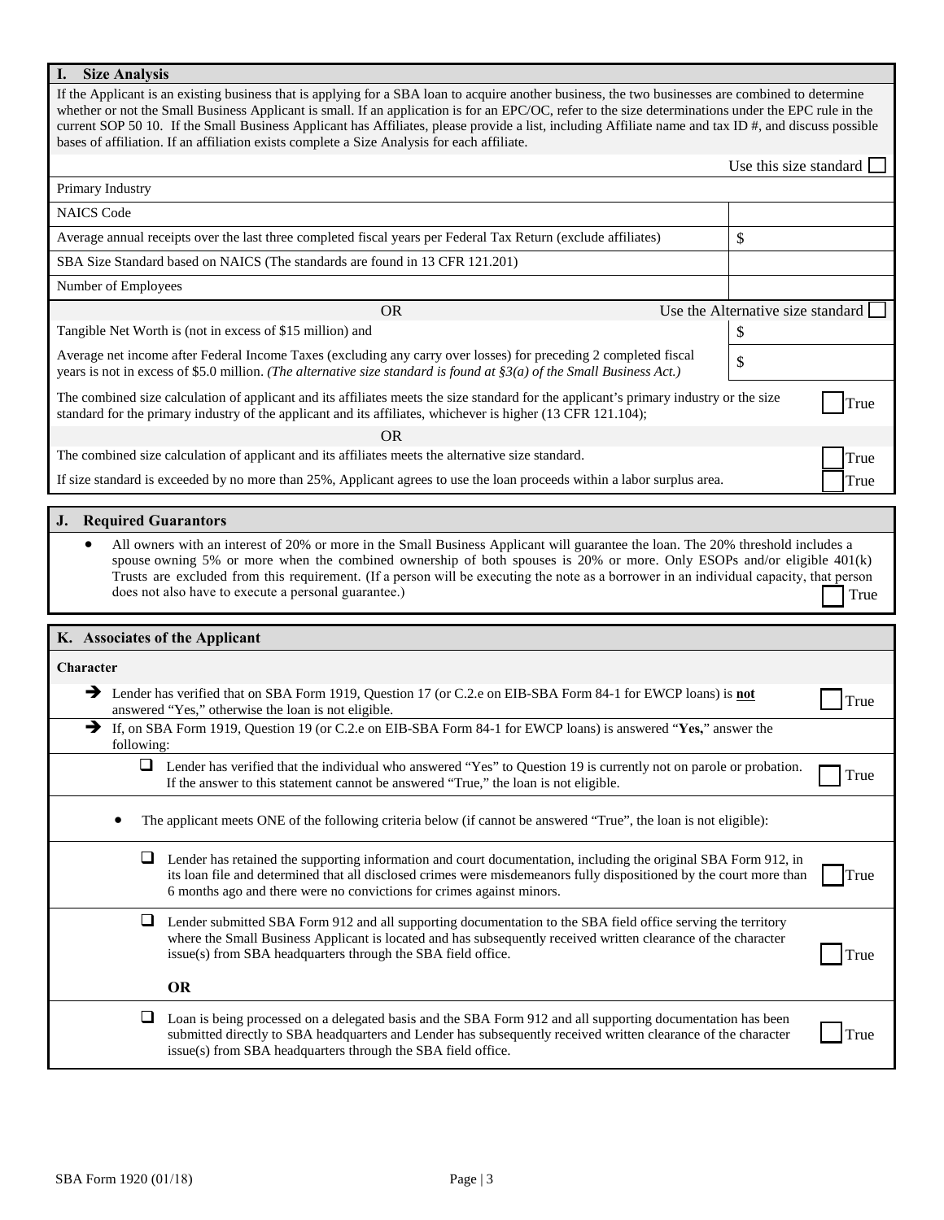## I. Size Analysis

If the Applicant is an existing business that is applying for a SBA loan to acquire another business, the two businesses are combined to determine whether or not the Small Business Applicant is small. If an application is for an EPC/OC, refer to the size determinations under the EPC rule in the current SOP 50 10. If the Small Business Applicant has Affiliates, please provide a list, including Affiliate name and tax ID #, and discuss possible bases of affiliation. If an affiliation exists complete a Size Analysis for each affiliate.

| | Use this size standard ☐ |
|---|---|
| Primary Industry | |
| NAICS Code | |
| Average annual receipts over the last three completed fiscal years per Federal Tax Return (exclude affiliates) | $ |
| SBA Size Standard based on NAICS (The standards are found in 13 CFR 121.201) | |
| Number of Employees | |
| OR | Use the Alternative size standard ☐ |
| Tangible Net Worth is (not in excess of $15 million) and | $ |
| Average net income after Federal Income Taxes (excluding any carry over losses) for preceding 2 completed fiscal years is not in excess of $5.0 million. *(The alternative size standard is found at §3(a) of the Small Business Act.)* | $ |
| The combined size calculation of applicant and its affiliates meets the size standard for the applicant's primary industry or the size standard for the primary industry of the applicant and its affiliates, whichever is higher (13 CFR 121.104); | ☐ True |
| OR | |
| The combined size calculation of applicant and its affiliates meets the alternative size standard. | ☐ True |
| If size standard is exceeded by no more than 25%, Applicant agrees to use the loan proceeds within a labor surplus area. | ☐ True |

## J. Required Guarantors

- All owners with an interest of 20% or more in the Small Business Applicant will guarantee the loan. The 20% threshold includes a spouse owning 5% or more when the combined ownership of both spouses is 20% or more. Only ESOPs and/or eligible 401(k) Trusts are excluded from this requirement. (If a person will be executing the note as a borrower in an individual capacity, that person does not also have to execute a personal guarantee.) ☐ True

## K. Associates of the Applicant

**Character**

- ➔ Lender has verified that on SBA Form 1919, Question 17 (or C.2.e on EIB-SBA Form 84-1 for EWCP loans) is **not** answered "Yes," otherwise the loan is not eligible. ☐ True
- ➔ If, on SBA Form 1919, Question 19 (or C.2.e on EIB-SBA Form 84-1 for EWCP loans) is answered "**Yes,**" answer the following:
  - ❑ Lender has verified that the individual who answered "Yes" to Question 19 is currently not on parole or probation. If the answer to this statement cannot be answered "True," the loan is not eligible. ☐ True
- The applicant meets ONE of the following criteria below (if cannot be answered "True", the loan is not eligible):
  - ❑ Lender has retained the supporting information and court documentation, including the original SBA Form 912, in its loan file and determined that all disclosed crimes were misdemeanors fully dispositioned by the court more than 6 months ago and there were no convictions for crimes against minors. ☐ True
  - ❑ Lender submitted SBA Form 912 and all supporting documentation to the SBA field office serving the territory where the Small Business Applicant is located and has subsequently received written clearance of the character issue(s) from SBA headquarters through the SBA field office. ☐ True

    **OR**
  - ❑ Loan is being processed on a delegated basis and the SBA Form 912 and all supporting documentation has been submitted directly to SBA headquarters and Lender has subsequently received written clearance of the character issue(s) from SBA headquarters through the SBA field office. ☐ True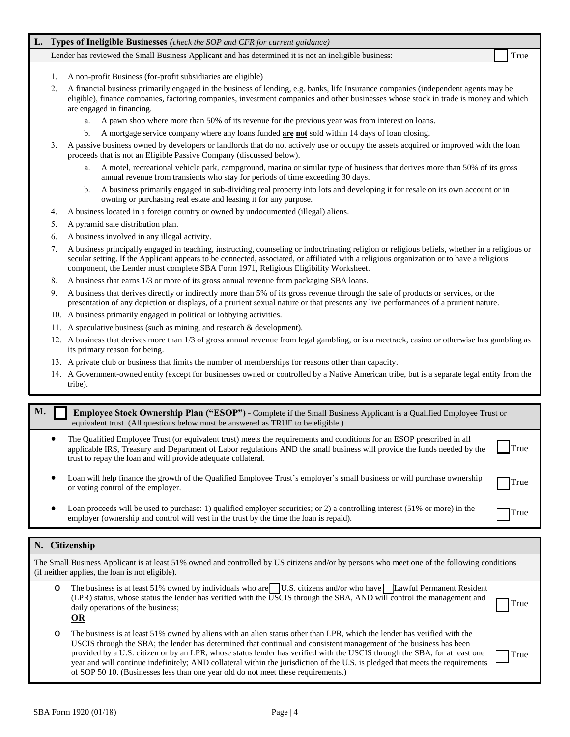## L. Types of Ineligible Businesses *(check the SOP and CFR for current guidance)*

Lender has reviewed the Small Business Applicant and has determined it is not an ineligible business: ☐ True

1. A non-profit Business (for-profit subsidiaries are eligible)
2. A financial business primarily engaged in the business of lending, e.g. banks, life Insurance companies (independent agents may be eligible), finance companies, factoring companies, investment companies and other businesses whose stock in trade is money and which are engaged in financing.
   a. A pawn shop where more than 50% of its revenue for the previous year was from interest on loans.
   b. A mortgage service company where any loans funded **are not** sold within 14 days of loan closing.
3. A passive business owned by developers or landlords that do not actively use or occupy the assets acquired or improved with the loan proceeds that is not an Eligible Passive Company (discussed below).
   a. A motel, recreational vehicle park, campground, marina or similar type of business that derives more than 50% of its gross annual revenue from transients who stay for periods of time exceeding 30 days.
   b. A business primarily engaged in sub-dividing real property into lots and developing it for resale on its own account or in owning or purchasing real estate and leasing it for any purpose.
4. A business located in a foreign country or owned by undocumented (illegal) aliens.
5. A pyramid sale distribution plan.
6. A business involved in any illegal activity.
7. A business principally engaged in teaching, instructing, counseling or indoctrinating religion or religious beliefs, whether in a religious or secular setting. If the Applicant appears to be connected, associated, or affiliated with a religious organization or to have a religious component, the Lender must complete SBA Form 1971, Religious Eligibility Worksheet.
8. A business that earns 1/3 or more of its gross annual revenue from packaging SBA loans.
9. A business that derives directly or indirectly more than 5% of its gross revenue through the sale of products or services, or the presentation of any depiction or displays, of a prurient sexual nature or that presents any live performances of a prurient nature.
10. A business primarily engaged in political or lobbying activities.
11. A speculative business (such as mining, and research & development).
12. A business that derives more than 1/3 of gross annual revenue from legal gambling, or is a racetrack, casino or otherwise has gambling as its primary reason for being.
13. A private club or business that limits the number of memberships for reasons other than capacity.
14. A Government-owned entity (except for businesses owned or controlled by a Native American tribe, but is a separate legal entity from the tribe).

## M. ☐ Employee Stock Ownership Plan ("ESOP") - Complete if the Small Business Applicant is a Qualified Employee Trust or equivalent trust. (All questions below must be answered as TRUE to be eligible.)

- The Qualified Employee Trust (or equivalent trust) meets the requirements and conditions for an ESOP prescribed in all applicable IRS, Treasury and Department of Labor regulations AND the small business will provide the funds needed by the trust to repay the loan and will provide adequate collateral. ☐ True
- Loan will help finance the growth of the Qualified Employee Trust's employer's small business or will purchase ownership or voting control of the employer. ☐ True
- Loan proceeds will be used to purchase: 1) qualified employer securities; or 2) a controlling interest (51% or more) in the employer (ownership and control will vest in the trust by the time the loan is repaid). ☐ True

## N. Citizenship

The Small Business Applicant is at least 51% owned and controlled by US citizens and/or by persons who meet one of the following conditions (if neither applies, the loan is not eligible).

- The business is at least 51% owned by individuals who are ☐ U.S. citizens and/or who have ☐ Lawful Permanent Resident (LPR) status, whose status the lender has verified with the USCIS through the SBA, AND will control the management and daily operations of the business; ☐ True
  **OR**
- The business is at least 51% owned by aliens with an alien status other than LPR, which the lender has verified with the USCIS through the SBA; the lender has determined that continual and consistent management of the business has been provided by a U.S. citizen or by an LPR, whose status lender has verified with the USCIS through the SBA, for at least one year and will continue indefinitely; AND collateral within the jurisdiction of the U.S. is pledged that meets the requirements of SOP 50 10. (Businesses less than one year old do not meet these requirements.) ☐ True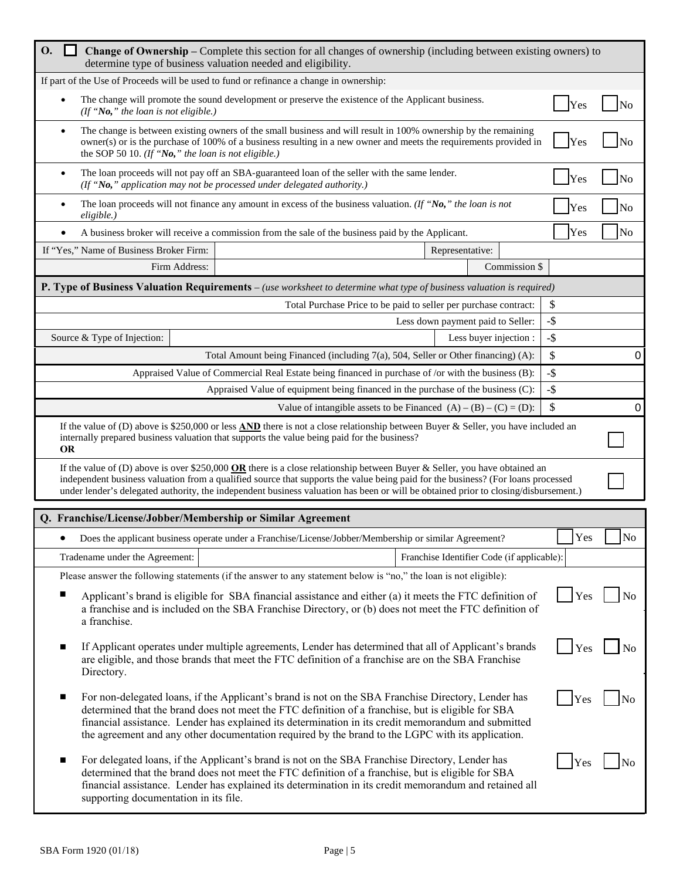## O. ☐ Change of Ownership – Complete this section for all changes of ownership (including between existing owners) to determine type of business valuation needed and eligibility.

If part of the Use of Proceeds will be used to fund or refinance a change in ownership:

| | | |
|---|---|---|
| • The change will promote the sound development or preserve the existence of the Applicant business. *(If "**No,**" the loan is not eligible.)* | ☐ Yes | ☐ No |
| • The change is between existing owners of the small business and will result in 100% ownership by the remaining owner(s) or is the purchase of 100% of a business resulting in a new owner and meets the requirements provided in the SOP 50 10. *(If "**No,**" the loan is not eligible.)* | ☐ Yes | ☐ No |
| • The loan proceeds will not pay off an SBA-guaranteed loan of the seller with the same lender. *(If "**No,**" application may not be processed under delegated authority.)* | ☐ Yes | ☐ No |
| • The loan proceeds will not finance any amount in excess of the business valuation. *(If "**No,**" the loan is not eligible.)* | ☐ Yes | ☐ No |
| • A business broker will receive a commission from the sale of the business paid by the Applicant. | ☐ Yes | ☐ No |

| | | | |
|---|---|---|---|
| If "Yes," Name of Business Broker Firm: | | Representative: | |
| Firm Address: | | Commission $ | |

## P. Type of Business Valuation Requirements – *(use worksheet to determine what type of business valuation is required)*

| | | |
|---|---|---|
| | Total Purchase Price to be paid to seller per purchase contract: | $ |
| | Less down payment paid to Seller: | -$ |
| Source & Type of Injection: | Less buyer injection : | -$ |
| | Total Amount being Financed (including 7(a), 504, Seller or Other financing) (A): | $ 0 |
| | Appraised Value of Commercial Real Estate being financed in purchase of /or with the business (B): | -$ |
| | Appraised Value of equipment being financed in the purchase of the business (C): | -$ |
| | Value of intangible assets to be Financed (A) – (B) – (C) = (D): | $ 0 |

If the value of (D) above is $250,000 or less **AND** there is not a close relationship between Buyer & Seller, you have included an internally prepared business valuation that supports the value being paid for the business? ☐

**OR**

If the value of (D) above is over $250,000 **OR** there is a close relationship between Buyer & Seller, you have obtained an independent business valuation from a qualified source that supports the value being paid for the business? (For loans processed under lender's delegated authority, the independent business valuation has been or will be obtained prior to closing/disbursement.) ☐

## Q. Franchise/License/Jobber/Membership or Similar Agreement

- Does the applicant business operate under a Franchise/License/Jobber/Membership or similar Agreement? ☐ Yes ☐ No

| | | | |
|---|---|---|---|
| Tradename under the Agreement: | | Franchise Identifier Code (if applicable): | |

Please answer the following statements (if the answer to any statement below is "no," the loan is not eligible):

- Applicant's brand is eligible for SBA financial assistance and either (a) it meets the FTC definition of a franchise and is included on the SBA Franchise Directory, or (b) does not meet the FTC definition of a franchise. ☐ Yes ☐ No
- If Applicant operates under multiple agreements, Lender has determined that all of Applicant's brands are eligible, and those brands that meet the FTC definition of a franchise are on the SBA Franchise Directory. ☐ Yes ☐ No
- For non-delegated loans, if the Applicant's brand is not on the SBA Franchise Directory, Lender has determined that the brand does not meet the FTC definition of a franchise, but is eligible for SBA financial assistance. Lender has explained its determination in its credit memorandum and submitted the agreement and any other documentation required by the brand to the LGPC with its application. ☐ Yes ☐ No
- For delegated loans, if the Applicant's brand is not on the SBA Franchise Directory, Lender has determined that the brand does not meet the FTC definition of a franchise, but is eligible for SBA financial assistance. Lender has explained its determination in its credit memorandum and retained all supporting documentation in its file. ☐ Yes ☐ No

SBA Form 1920 (01/18)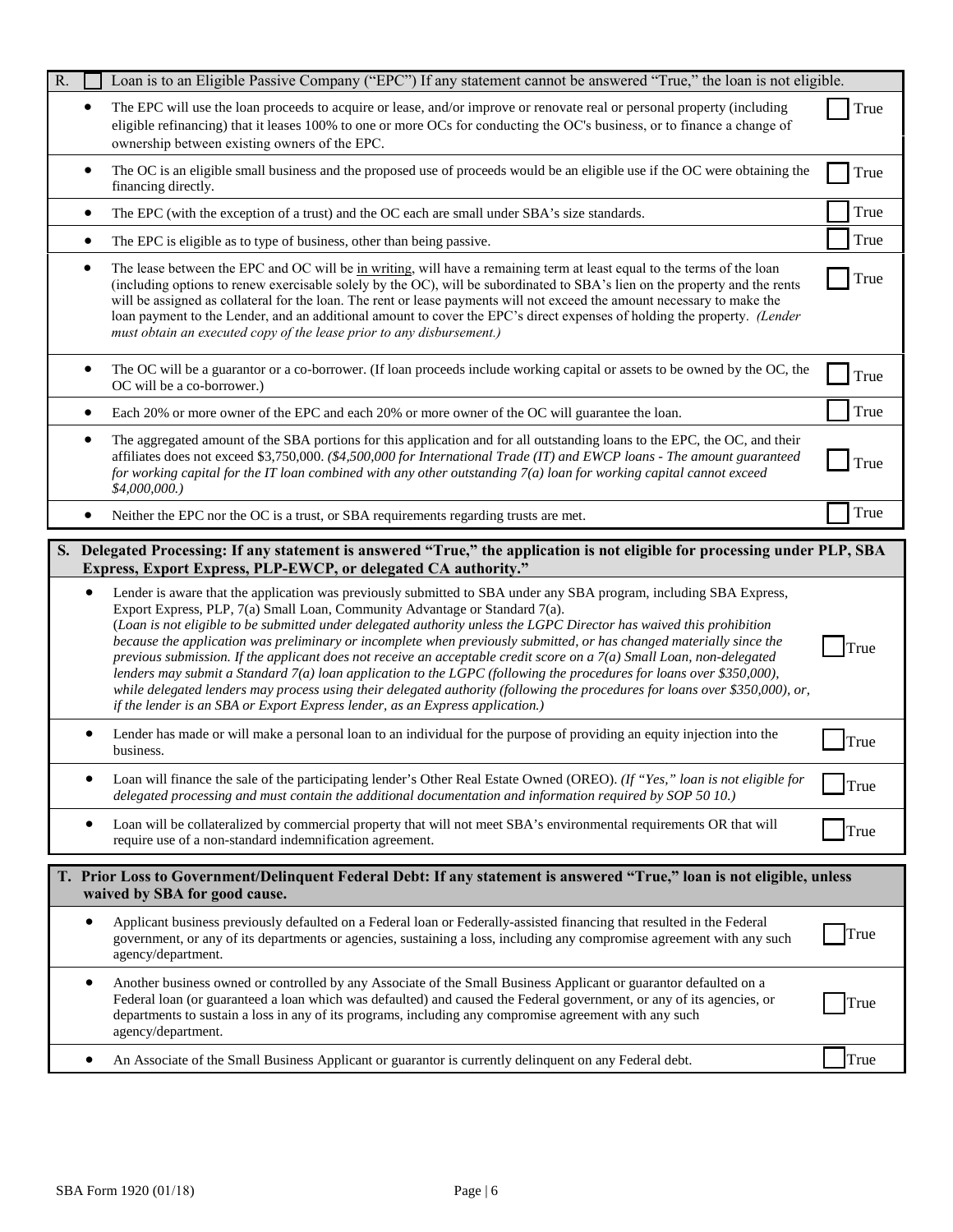| R. ☐ Loan is to an Eligible Passive Company ("EPC") If any statement cannot be answered "True," the loan is not eligible. | |
|---|---|
| • The EPC will use the loan proceeds to acquire or lease, and/or improve or renovate real or personal property (including eligible refinancing) that it leases 100% to one or more OCs for conducting the OC's business, or to finance a change of ownership between existing owners of the EPC. | ☐ True |
| • The OC is an eligible small business and the proposed use of proceeds would be an eligible use if the OC were obtaining the financing directly. | ☐ True |
| • The EPC (with the exception of a trust) and the OC each are small under SBA's size standards. | ☐ True |
| • The EPC is eligible as to type of business, other than being passive. | ☐ True |
| • The lease between the EPC and OC will be in writing, will have a remaining term at least equal to the terms of the loan (including options to renew exercisable solely by the OC), will be subordinated to SBA's lien on the property and the rents will be assigned as collateral for the loan. The rent or lease payments will not exceed the amount necessary to make the loan payment to the Lender, and an additional amount to cover the EPC's direct expenses of holding the property. *(Lender must obtain an executed copy of the lease prior to any disbursement.)* | ☐ True |
| • The OC will be a guarantor or a co-borrower. (If loan proceeds include working capital or assets to be owned by the OC, the OC will be a co-borrower.) | ☐ True |
| • Each 20% or more owner of the EPC and each 20% or more owner of the OC will guarantee the loan. | ☐ True |
| • The aggregated amount of the SBA portions for this application and for all outstanding loans to the EPC, the OC, and their affiliates does not exceed $3,750,000. *($4,500,000 for International Trade (IT) and EWCP loans - The amount guaranteed for working capital for the IT loan combined with any other outstanding 7(a) loan for working capital cannot exceed $4,000,000.)* | ☐ True |
| • Neither the EPC nor the OC is a trust, or SBA requirements regarding trusts are met. | ☐ True |

| **S. Delegated Processing: If any statement is answered "True," the application is not eligible for processing under PLP, SBA Express, Export Express, PLP-EWCP, or delegated CA authority."** | |
|---|---|
| • Lender is aware that the application was previously submitted to SBA under any SBA program, including SBA Express, Export Express, PLP, 7(a) Small Loan, Community Advantage or Standard 7(a). (*Loan is not eligible to be submitted under delegated authority unless the LGPC Director has waived this prohibition because the application was preliminary or incomplete when previously submitted, or has changed materially since the previous submission. If the applicant does not receive an acceptable credit score on a 7(a) Small Loan, non-delegated lenders may submit a Standard 7(a) loan application to the LGPC (following the procedures for loans over $350,000), while delegated lenders may process using their delegated authority (following the procedures for loans over $350,000), or, if the lender is an SBA or Export Express lender, as an Express application.)* | ☐ True |
| • Lender has made or will make a personal loan to an individual for the purpose of providing an equity injection into the business. | ☐ True |
| • Loan will finance the sale of the participating lender's Other Real Estate Owned (OREO). *(If "Yes," loan is not eligible for delegated processing and must contain the additional documentation and information required by SOP 50 10.)* | ☐ True |
| • Loan will be collateralized by commercial property that will not meet SBA's environmental requirements OR that will require use of a non-standard indemnification agreement. | ☐ True |

| **T. Prior Loss to Government/Delinquent Federal Debt: If any statement is answered "True," loan is not eligible, unless waived by SBA for good cause.** | |
|---|---|
| • Applicant business previously defaulted on a Federal loan or Federally-assisted financing that resulted in the Federal government, or any of its departments or agencies, sustaining a loss, including any compromise agreement with any such agency/department. | ☐ True |
| • Another business owned or controlled by any Associate of the Small Business Applicant or guarantor defaulted on a Federal loan (or guaranteed a loan which was defaulted) and caused the Federal government, or any of its agencies, or departments to sustain a loss in any of its programs, including any compromise agreement with any such agency/department. | ☐ True |
| • An Associate of the Small Business Applicant or guarantor is currently delinquent on any Federal debt. | ☐ True |

SBA Form 1920 (01/18)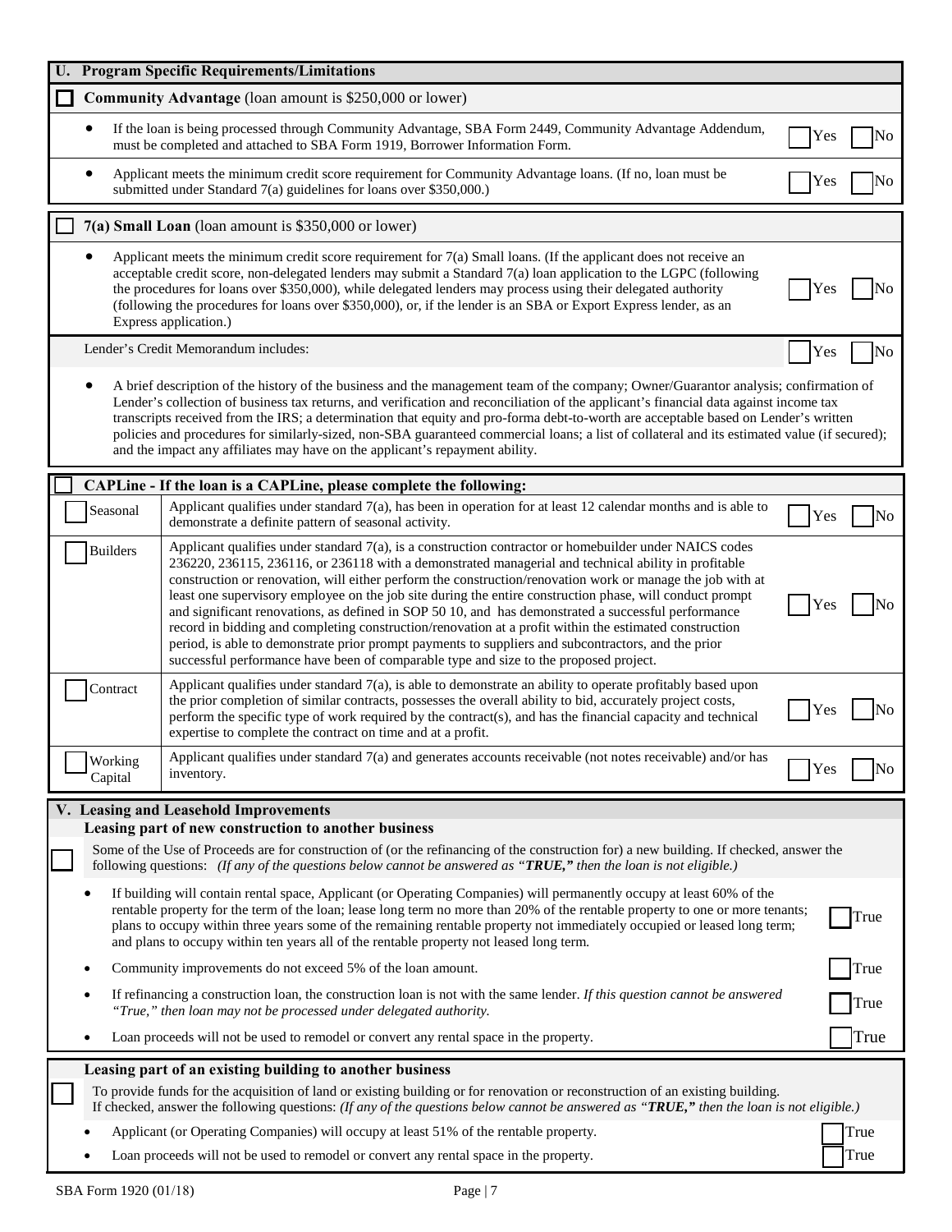## U. Program Specific Requirements/Limitations

☐ **Community Advantage** (loan amount is $250,000 or lower)

- If the loan is being processed through Community Advantage, SBA Form 2449, Community Advantage Addendum, must be completed and attached to SBA Form 1919, Borrower Information Form. ☐ Yes ☐ No
- Applicant meets the minimum credit score requirement for Community Advantage loans. (If no, loan must be submitted under Standard 7(a) guidelines for loans over $350,000.) ☐ Yes ☐ No

☐ **7(a) Small Loan** (loan amount is $350,000 or lower)

- Applicant meets the minimum credit score requirement for 7(a) Small loans. (If the applicant does not receive an acceptable credit score, non-delegated lenders may submit a Standard 7(a) loan application to the LGPC (following the procedures for loans over $350,000), while delegated lenders may process using their delegated authority (following the procedures for loans over $350,000), or, if the lender is an SBA or Export Express lender, as an Express application.) ☐ Yes ☐ No

Lender's Credit Memorandum includes: ☐ Yes ☐ No

- A brief description of the history of the business and the management team of the company; Owner/Guarantor analysis; confirmation of Lender's collection of business tax returns, and verification and reconciliation of the applicant's financial data against income tax transcripts received from the IRS; a determination that equity and pro-forma debt-to-worth are acceptable based on Lender's written policies and procedures for similarly-sized, non-SBA guaranteed commercial loans; a list of collateral and its estimated value (if secured); and the impact any affiliates may have on the applicant's repayment ability.

☐ **CAPLine - If the loan is a CAPLine, please complete the following:**

| Type | Requirement | Answer |
|---|---|---|
| ☐ Seasonal | Applicant qualifies under standard 7(a), has been in operation for at least 12 calendar months and is able to demonstrate a definite pattern of seasonal activity. | ☐ Yes ☐ No |
| ☐ Builders | Applicant qualifies under standard 7(a), is a construction contractor or homebuilder under NAICS codes 236220, 236115, 236116, or 236118 with a demonstrated managerial and technical ability in profitable construction or renovation, will either perform the construction/renovation work or manage the job with at least one supervisory employee on the job site during the entire construction phase, will conduct prompt and significant renovations, as defined in SOP 50 10, and has demonstrated a successful performance record in bidding and completing construction/renovation at a profit within the estimated construction period, is able to demonstrate prior prompt payments to suppliers and subcontractors, and the prior successful performance have been of comparable type and size to the proposed project. | ☐ Yes ☐ No |
| ☐ Contract | Applicant qualifies under standard 7(a), is able to demonstrate an ability to operate profitably based upon the prior completion of similar contracts, possesses the overall ability to bid, accurately project costs, perform the specific type of work required by the contract(s), and has the financial capacity and technical expertise to complete the contract on time and at a profit. | ☐ Yes ☐ No |
| ☐ Working Capital | Applicant qualifies under standard 7(a) and generates accounts receivable (not notes receivable) and/or has inventory. | ☐ Yes ☐ No |

## V. Leasing and Leasehold Improvements

### Leasing part of new construction to another business

☐ Some of the Use of Proceeds are for construction of (or the refinancing of the construction for) a new building. If checked, answer the following questions: *(If any of the questions below cannot be answered as "**TRUE,**" then the loan is not eligible.)*

- If building will contain rental space, Applicant (or Operating Companies) will permanently occupy at least 60% of the rentable property for the term of the loan; lease long term no more than 20% of the rentable property to one or more tenants; plans to occupy within three years some of the remaining rentable property not immediately occupied or leased long term; and plans to occupy within ten years all of the rentable property not leased long term. ☐ True
- Community improvements do not exceed 5% of the loan amount. ☐ True
- If refinancing a construction loan, the construction loan is not with the same lender. *If this question cannot be answered "True," then loan may not be processed under delegated authority.* ☐ True
- Loan proceeds will not be used to remodel or convert any rental space in the property. ☐ True

### Leasing part of an existing building to another business

☐ To provide funds for the acquisition of land or existing building or for renovation or reconstruction of an existing building. If checked, answer the following questions: *(If any of the questions below cannot be answered as "**TRUE,**" then the loan is not eligible.)*

- Applicant (or Operating Companies) will occupy at least 51% of the rentable property. ☐ True
- Loan proceeds will not be used to remodel or convert any rental space in the property. ☐ True

SBA Form 1920 (01/18)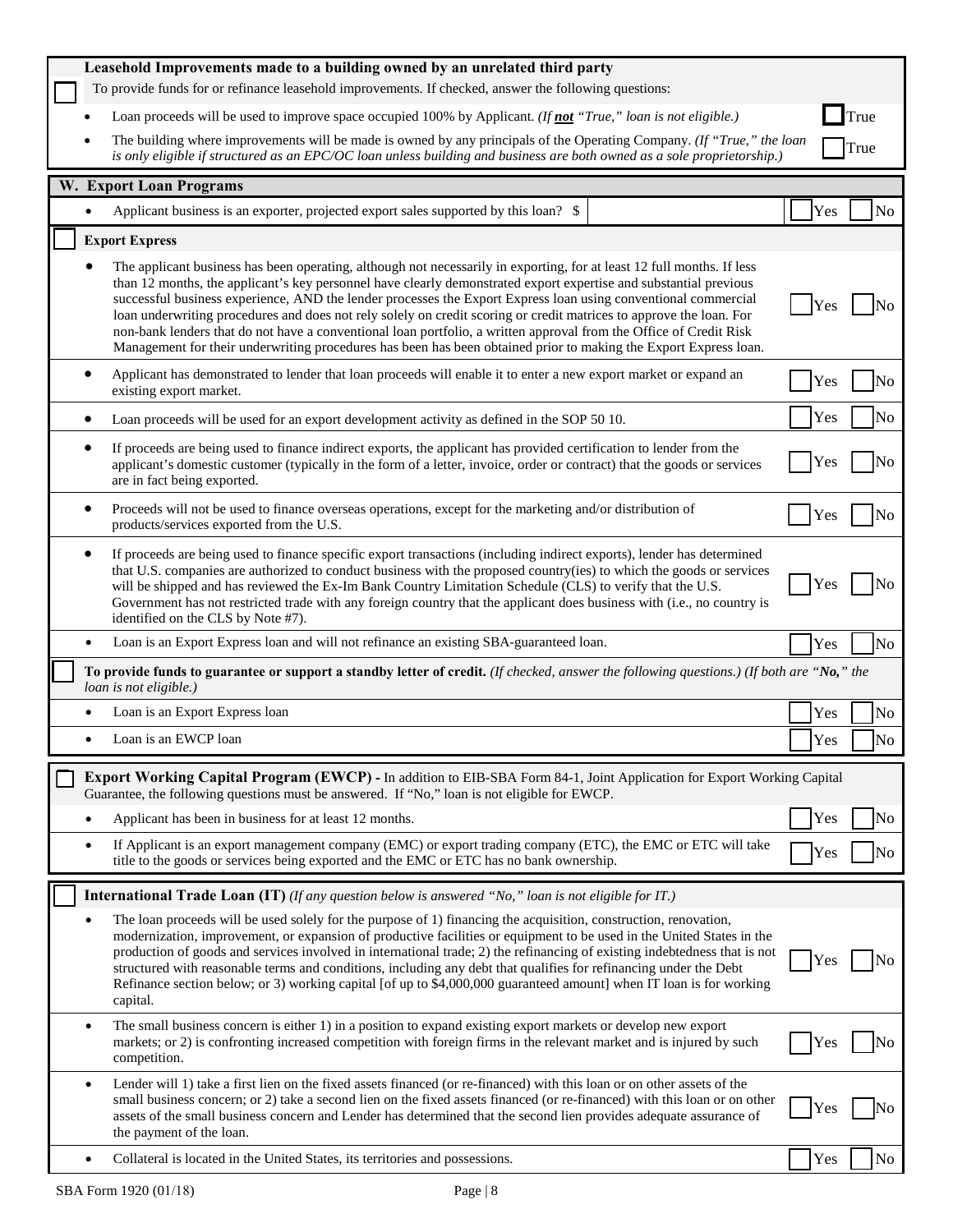**Leasehold Improvements made to a building owned by an unrelated third party**

☐ To provide funds for or refinance leasehold improvements. If checked, answer the following questions:

- Loan proceeds will be used to improve space occupied 100% by Applicant. *(If **not** "True," loan is not eligible.)* ☐ True
- The building where improvements will be made is owned by any principals of the Operating Company. *(If "True," the loan is only eligible if structured as an EPC/OC loan unless building and business are both owned as a sole proprietorship.)* ☐ True

## W. Export Loan Programs

- Applicant business is an exporter, projected export sales supported by this loan? $ ________ ☐ Yes ☐ No

☐ **Export Express**

- The applicant business has been operating, although not necessarily in exporting, for at least 12 full months. If less than 12 months, the applicant's key personnel have clearly demonstrated export expertise and substantial previous successful business experience, AND the lender processes the Export Express loan using conventional commercial loan underwriting procedures and does not rely solely on credit scoring or credit matrices to approve the loan. For non-bank lenders that do not have a conventional loan portfolio, a written approval from the Office of Credit Risk Management for their underwriting procedures has been has been obtained prior to making the Export Express loan. ☐ Yes ☐ No
- Applicant has demonstrated to lender that loan proceeds will enable it to enter a new export market or expand an existing export market. ☐ Yes ☐ No
- Loan proceeds will be used for an export development activity as defined in the SOP 50 10. ☐ Yes ☐ No
- If proceeds are being used to finance indirect exports, the applicant has provided certification to lender from the applicant's domestic customer (typically in the form of a letter, invoice, order or contract) that the goods or services are in fact being exported. ☐ Yes ☐ No
- Proceeds will not be used to finance overseas operations, except for the marketing and/or distribution of products/services exported from the U.S. ☐ Yes ☐ No
- If proceeds are being used to finance specific export transactions (including indirect exports), lender has determined that U.S. companies are authorized to conduct business with the proposed country(ies) to which the goods or services will be shipped and has reviewed the Ex-Im Bank Country Limitation Schedule (CLS) to verify that the U.S. Government has not restricted trade with any foreign country that the applicant does business with (i.e., no country is identified on the CLS by Note #7). ☐ Yes ☐ No
- Loan is an Export Express loan and will not refinance an existing SBA-guaranteed loan. ☐ Yes ☐ No

☐ **To provide funds to guarantee or support a standby letter of credit.** *(If checked, answer the following questions.) (If both are "**No,**" the loan is not eligible.)*

- Loan is an Export Express loan ☐ Yes ☐ No
- Loan is an EWCP loan ☐ Yes ☐ No

☐ **Export Working Capital Program (EWCP) -** In addition to EIB-SBA Form 84-1, Joint Application for Export Working Capital Guarantee, the following questions must be answered. If "No," loan is not eligible for EWCP.

- Applicant has been in business for at least 12 months. ☐ Yes ☐ No
- If Applicant is an export management company (EMC) or export trading company (ETC), the EMC or ETC will take title to the goods or services being exported and the EMC or ETC has no bank ownership. ☐ Yes ☐ No

☐ **International Trade Loan (IT)** *(If any question below is answered "No," loan is not eligible for IT.)*

- The loan proceeds will be used solely for the purpose of 1) financing the acquisition, construction, renovation, modernization, improvement, or expansion of productive facilities or equipment to be used in the United States in the production of goods and services involved in international trade; 2) the refinancing of existing indebtedness that is not structured with reasonable terms and conditions, including any debt that qualifies for refinancing under the Debt Refinance section below; or 3) working capital [of up to $4,000,000 guaranteed amount] when IT loan is for working capital. ☐ Yes ☐ No
- The small business concern is either 1) in a position to expand existing export markets or develop new export markets; or 2) is confronting increased competition with foreign firms in the relevant market and is injured by such competition. ☐ Yes ☐ No
- Lender will 1) take a first lien on the fixed assets financed (or re-financed) with this loan or on other assets of the small business concern; or 2) take a second lien on the fixed assets financed (or re-financed) with this loan or on other assets of the small business concern and Lender has determined that the second lien provides adequate assurance of the payment of the loan. ☐ Yes ☐ No
- Collateral is located in the United States, its territories and possessions. ☐ Yes ☐ No

SBA Form 1920 (01/18)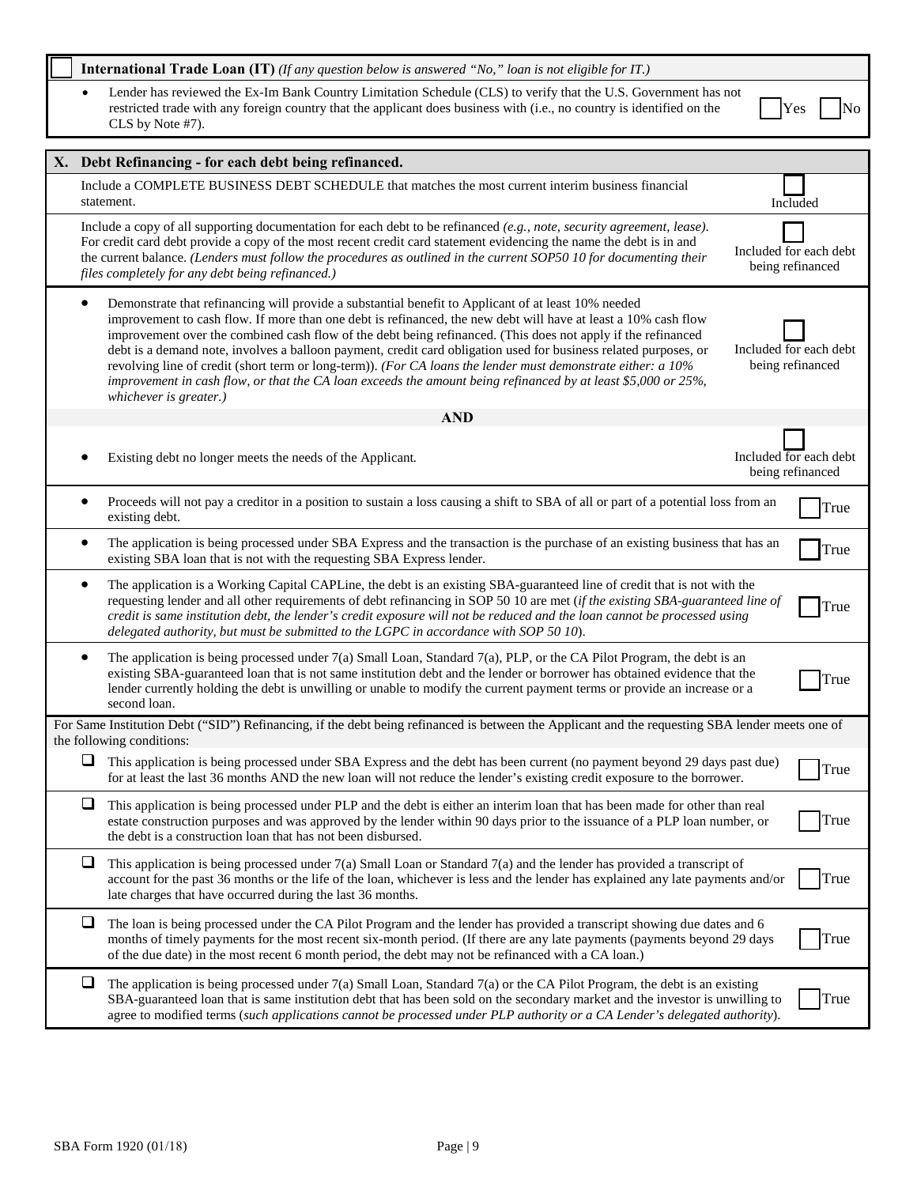| ☐ | **International Trade Loan (IT)** *(If any question below is answered "No," loan is not eligible for IT.)* | |
|---|---|---|
| • | Lender has reviewed the Ex-Im Bank Country Limitation Schedule (CLS) to verify that the U.S. Government has not restricted trade with any foreign country that the applicant does business with (i.e., no country is identified on the CLS by Note #7). | ☐ Yes ☐ No |

| **X. Debt Refinancing - for each debt being refinanced.** | |
|---|---|
| Include a COMPLETE BUSINESS DEBT SCHEDULE that matches the most current interim business financial statement. | ☐ Included |
| Include a copy of all supporting documentation for each debt to be refinanced *(e.g., note, security agreement, lease)*. For credit card debt provide a copy of the most recent credit card statement evidencing the name the debt is in and the current balance. *(Lenders must follow the procedures as outlined in the current SOP50 10 for documenting their files completely for any debt being refinanced.)* | ☐ Included for each debt being refinanced |
| • Demonstrate that refinancing will provide a substantial benefit to Applicant of at least 10% needed improvement to cash flow. If more than one debt is refinanced, the new debt will have at least a 10% cash flow improvement over the combined cash flow of the debt being refinanced. (This does not apply if the refinanced debt is a demand note, involves a balloon payment, credit card obligation used for business related purposes, or revolving line of credit (short term or long-term)). *(For CA loans the lender must demonstrate either: a 10% improvement in cash flow, or that the CA loan exceeds the amount being refinanced by at least $5,000 or 25%, whichever is greater.)* | ☐ Included for each debt being refinanced |
| **AND** | |
| • Existing debt no longer meets the needs of the Applicant. | ☐ Included for each debt being refinanced |
| • Proceeds will not pay a creditor in a position to sustain a loss causing a shift to SBA of all or part of a potential loss from an existing debt. | ☐ True |
| • The application is being processed under SBA Express and the transaction is the purchase of an existing business that has an existing SBA loan that is not with the requesting SBA Express lender. | ☐ True |
| • The application is a Working Capital CAPLine, the debt is an existing SBA-guaranteed line of credit that is not with the requesting lender and all other requirements of debt refinancing in SOP 50 10 are met (*if the existing SBA-guaranteed line of credit is same institution debt, the lender's credit exposure will not be reduced and the loan cannot be processed using delegated authority, but must be submitted to the LGPC in accordance with SOP 50 10*). | ☐ True |
| • The application is being processed under 7(a) Small Loan, Standard 7(a), PLP, or the CA Pilot Program, the debt is an existing SBA-guaranteed loan that is not same institution debt and the lender or borrower has obtained evidence that the lender currently holding the debt is unwilling or unable to modify the current payment terms or provide an increase or a second loan. | ☐ True |
| For Same Institution Debt ("SID") Refinancing, if the debt being refinanced is between the Applicant and the requesting SBA lender meets one of the following conditions: | |
| ☐ This application is being processed under SBA Express and the debt has been current (no payment beyond 29 days past due) for at least the last 36 months AND the new loan will not reduce the lender's existing credit exposure to the borrower. | ☐ True |
| ☐ This application is being processed under PLP and the debt is either an interim loan that has been made for other than real estate construction purposes and was approved by the lender within 90 days prior to the issuance of a PLP loan number, or the debt is a construction loan that has not been disbursed. | ☐ True |
| ☐ This application is being processed under 7(a) Small Loan or Standard 7(a) and the lender has provided a transcript of account for the past 36 months or the life of the loan, whichever is less and the lender has explained any late payments and/or late charges that have occurred during the last 36 months. | ☐ True |
| ☐ The loan is being processed under the CA Pilot Program and the lender has provided a transcript showing due dates and 6 months of timely payments for the most recent six-month period. (If there are any late payments (payments beyond 29 days of the due date) in the most recent 6 month period, the debt may not be refinanced with a CA loan.) | ☐ True |
| ☐ The application is being processed under 7(a) Small Loan, Standard 7(a) or the CA Pilot Program, the debt is an existing SBA-guaranteed loan that is same institution debt that has been sold on the secondary market and the investor is unwilling to agree to modified terms (*such applications cannot be processed under PLP authority or a CA Lender's delegated authority*). | ☐ True |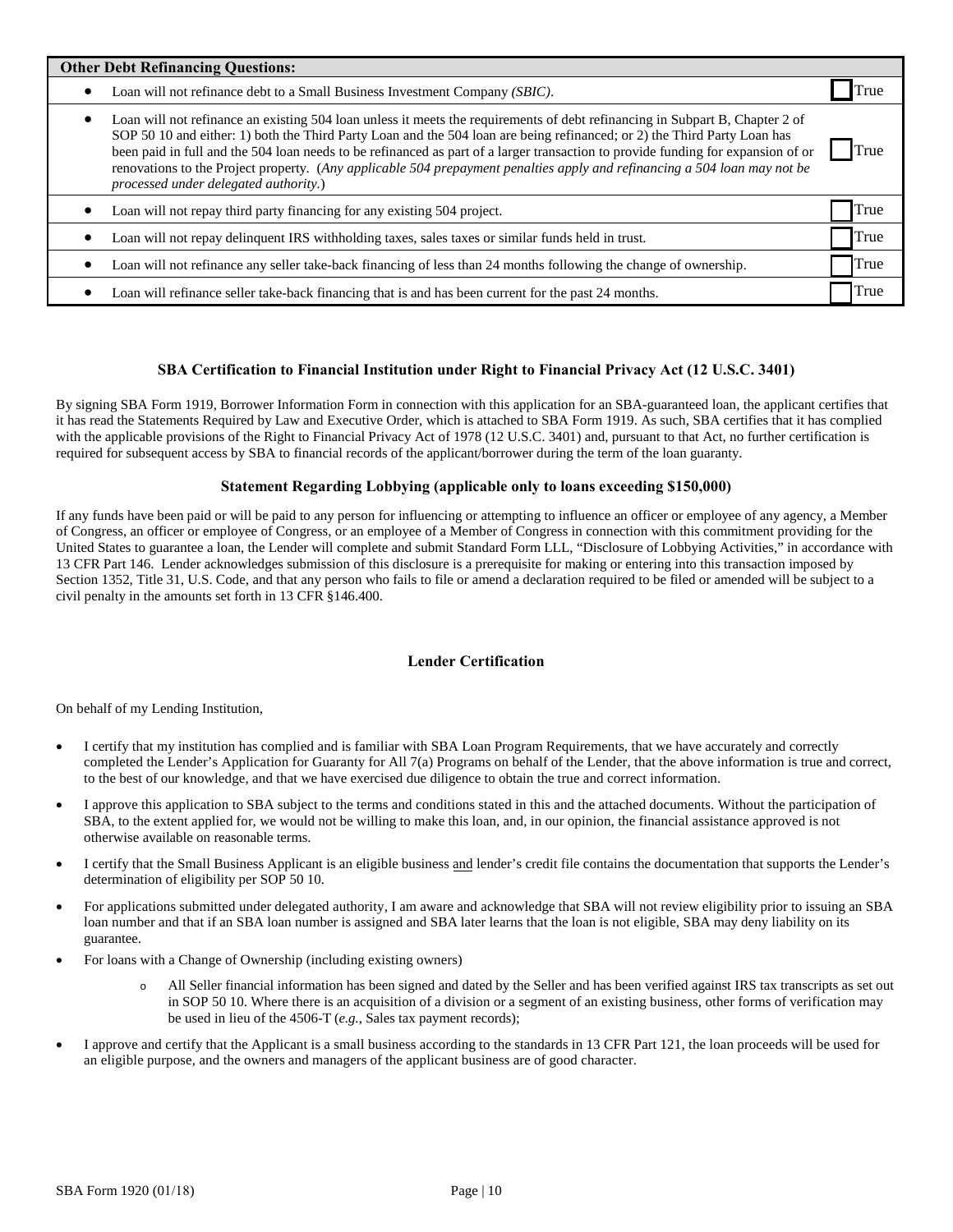| Other Debt Refinancing Questions: | |
|---|---|
| • Loan will not refinance debt to a Small Business Investment Company *(SBIC)*. | ☐ True |
| • Loan will not refinance an existing 504 loan unless it meets the requirements of debt refinancing in Subpart B, Chapter 2 of SOP 50 10 and either: 1) both the Third Party Loan and the 504 loan are being refinanced; or 2) the Third Party Loan has been paid in full and the 504 loan needs to be refinanced as part of a larger transaction to provide funding for expansion of or renovations to the Project property. (*Any applicable 504 prepayment penalties apply and refinancing a 504 loan may not be processed under delegated authority.*) | ☐ True |
| • Loan will not repay third party financing for any existing 504 project. | ☐ True |
| • Loan will not repay delinquent IRS withholding taxes, sales taxes or similar funds held in trust. | ☐ True |
| • Loan will not refinance any seller take-back financing of less than 24 months following the change of ownership. | ☐ True |
| • Loan will refinance seller take-back financing that is and has been current for the past 24 months. | ☐ True |

### SBA Certification to Financial Institution under Right to Financial Privacy Act (12 U.S.C. 3401)

By signing SBA Form 1919, Borrower Information Form in connection with this application for an SBA-guaranteed loan, the applicant certifies that it has read the Statements Required by Law and Executive Order, which is attached to SBA Form 1919. As such, SBA certifies that it has complied with the applicable provisions of the Right to Financial Privacy Act of 1978 (12 U.S.C. 3401) and, pursuant to that Act, no further certification is required for subsequent access by SBA to financial records of the applicant/borrower during the term of the loan guaranty.

### Statement Regarding Lobbying (applicable only to loans exceeding $150,000)

If any funds have been paid or will be paid to any person for influencing or attempting to influence an officer or employee of any agency, a Member of Congress, an officer or employee of Congress, or an employee of a Member of Congress in connection with this commitment providing for the United States to guarantee a loan, the Lender will complete and submit Standard Form LLL, "Disclosure of Lobbying Activities," in accordance with 13 CFR Part 146. Lender acknowledges submission of this disclosure is a prerequisite for making or entering into this transaction imposed by Section 1352, Title 31, U.S. Code, and that any person who fails to file or amend a declaration required to be filed or amended will be subject to a civil penalty in the amounts set forth in 13 CFR §146.400.

### Lender Certification

On behalf of my Lending Institution,

- I certify that my institution has complied and is familiar with SBA Loan Program Requirements, that we have accurately and correctly completed the Lender's Application for Guaranty for All 7(a) Programs on behalf of the Lender, that the above information is true and correct, to the best of our knowledge, and that we have exercised due diligence to obtain the true and correct information.
- I approve this application to SBA subject to the terms and conditions stated in this and the attached documents. Without the participation of SBA, to the extent applied for, we would not be willing to make this loan, and, in our opinion, the financial assistance approved is not otherwise available on reasonable terms.
- I certify that the Small Business Applicant is an eligible business and lender's credit file contains the documentation that supports the Lender's determination of eligibility per SOP 50 10.
- For applications submitted under delegated authority, I am aware and acknowledge that SBA will not review eligibility prior to issuing an SBA loan number and that if an SBA loan number is assigned and SBA later learns that the loan is not eligible, SBA may deny liability on its guarantee.
- For loans with a Change of Ownership (including existing owners)
  - All Seller financial information has been signed and dated by the Seller and has been verified against IRS tax transcripts as set out in SOP 50 10. Where there is an acquisition of a division or a segment of an existing business, other forms of verification may be used in lieu of the 4506-T (*e.g.,* Sales tax payment records);
- I approve and certify that the Applicant is a small business according to the standards in 13 CFR Part 121, the loan proceeds will be used for an eligible purpose, and the owners and managers of the applicant business are of good character.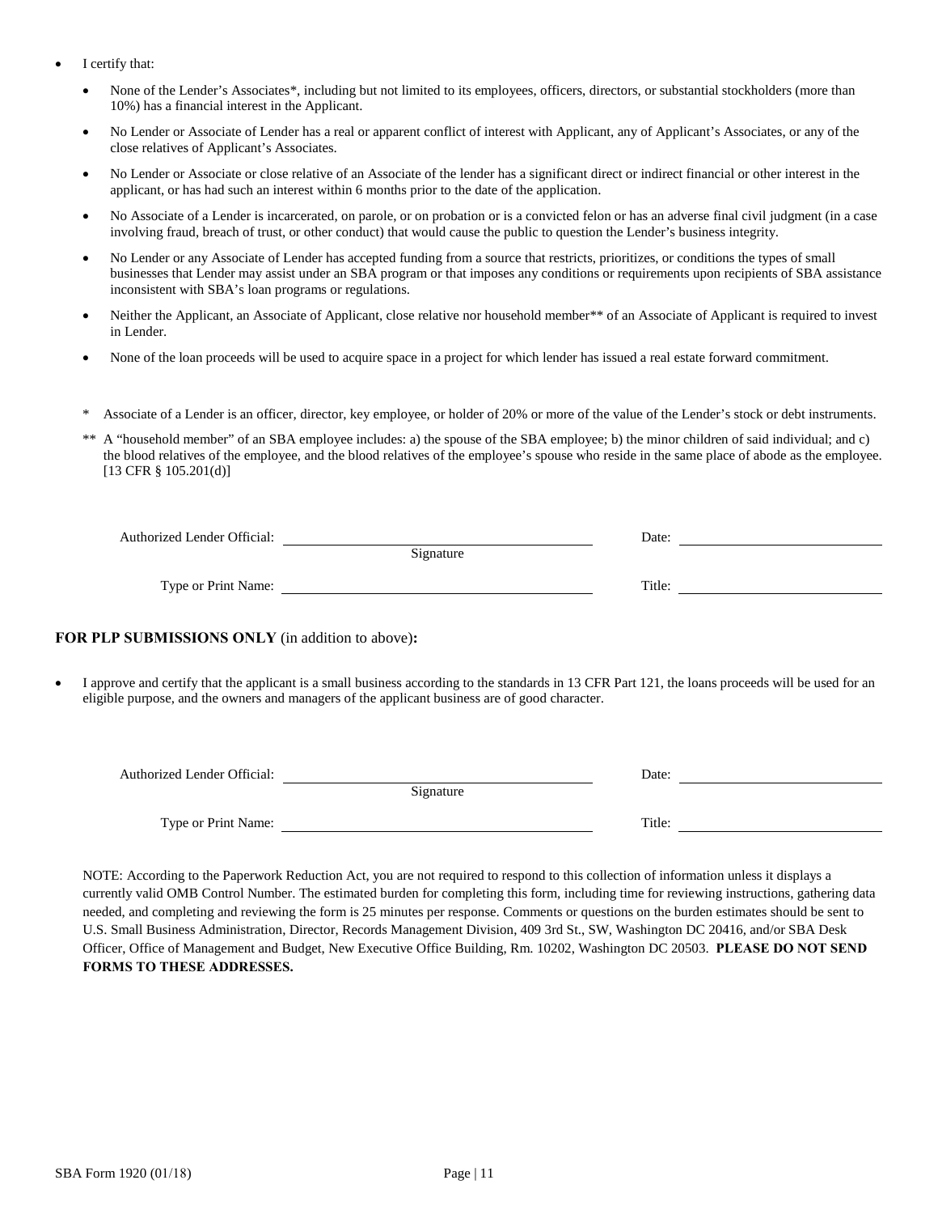- I certify that:
  - None of the Lender's Associates*, including but not limited to its employees, officers, directors, or substantial stockholders (more than 10%) has a financial interest in the Applicant.
  - No Lender or Associate of Lender has a real or apparent conflict of interest with Applicant, any of Applicant's Associates, or any of the close relatives of Applicant's Associates.
  - No Lender or Associate or close relative of an Associate of the lender has a significant direct or indirect financial or other interest in the applicant, or has had such an interest within 6 months prior to the date of the application.
  - No Associate of a Lender is incarcerated, on parole, or on probation or is a convicted felon or has an adverse final civil judgment (in a case involving fraud, breach of trust, or other conduct) that would cause the public to question the Lender's business integrity.
  - No Lender or any Associate of Lender has accepted funding from a source that restricts, prioritizes, or conditions the types of small businesses that Lender may assist under an SBA program or that imposes any conditions or requirements upon recipients of SBA assistance inconsistent with SBA's loan programs or regulations.
  - Neither the Applicant, an Associate of Applicant, close relative nor household member** of an Associate of Applicant is required to invest in Lender.
  - None of the loan proceeds will be used to acquire space in a project for which lender has issued a real estate forward commitment.

\* Associate of a Lender is an officer, director, key employee, or holder of 20% or more of the value of the Lender's stock or debt instruments.

\*\* A "household member" of an SBA employee includes: a) the spouse of the SBA employee; b) the minor children of said individual; and c) the blood relatives of the employee, and the blood relatives of the employee's spouse who reside in the same place of abode as the employee. [13 CFR § 105.201(d)]

Authorized Lender Official: ______________________ Date: ______________
Signature

Type or Print Name: ______________________ Title: ______________

**FOR PLP SUBMISSIONS ONLY** (in addition to above)**:**

- I approve and certify that the applicant is a small business according to the standards in 13 CFR Part 121, the loans proceeds will be used for an eligible purpose, and the owners and managers of the applicant business are of good character.

Authorized Lender Official: ______________________ Date: ______________
Signature

Type or Print Name: ______________________ Title: ______________

NOTE: According to the Paperwork Reduction Act, you are not required to respond to this collection of information unless it displays a currently valid OMB Control Number. The estimated burden for completing this form, including time for reviewing instructions, gathering data needed, and completing and reviewing the form is 25 minutes per response. Comments or questions on the burden estimates should be sent to U.S. Small Business Administration, Director, Records Management Division, 409 3rd St., SW, Washington DC 20416, and/or SBA Desk Officer, Office of Management and Budget, New Executive Office Building, Rm. 10202, Washington DC 20503. **PLEASE DO NOT SEND FORMS TO THESE ADDRESSES.**

SBA Form 1920 (01/18)